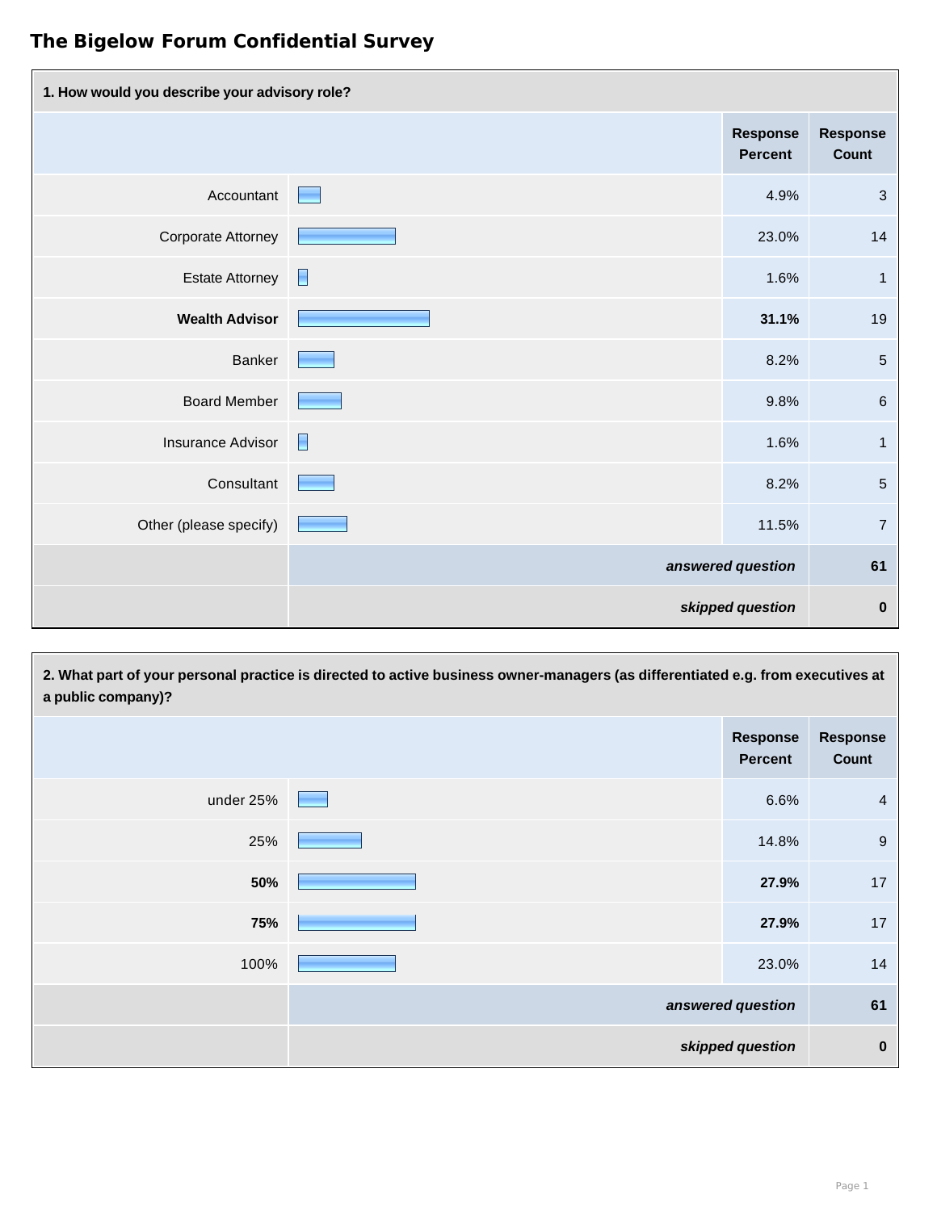# The Bigelow Forum Confidential Survey

| 1. How would you describe your advisory role? | | |
|---|---|---|
| | Response Percent | Response Count |
| Accountant | 4.9% | 3 |
| Corporate Attorney | 23.0% | 14 |
| Estate Attorney | 1.6% | 1 |
| **Wealth Advisor** | **31.1%** | 19 |
| Banker | 8.2% | 5 |
| Board Member | 9.8% | 6 |
| Insurance Advisor | 1.6% | 1 |
| Consultant | 8.2% | 5 |
| Other (please specify) | 11.5% | 7 |
| | *answered question* | **61** |
| | *skipped question* | **0** |

| 2. What part of your personal practice is directed to active business owner-managers (as differentiated e.g. from executives at a public company)? | | |
|---|---|---|
| | Response Percent | Response Count |
| under 25% | 6.6% | 4 |
| 25% | 14.8% | 9 |
| **50%** | **27.9%** | 17 |
| **75%** | **27.9%** | 17 |
| 100% | 23.0% | 14 |
| | *answered question* | **61** |
| | *skipped question* | **0** |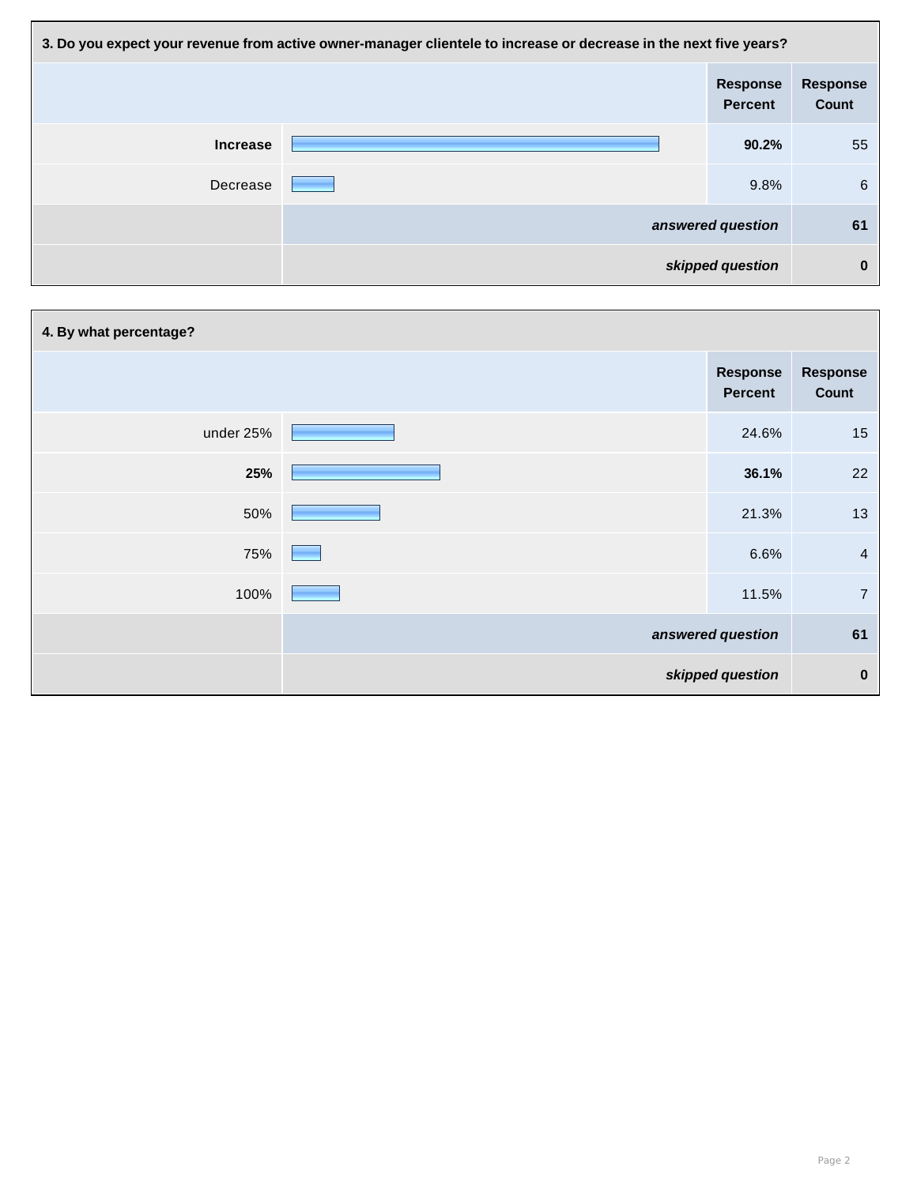### 3. Do you expect your revenue from active owner-manager clientele to increase or decrease in the next five years?

| | Response Percent | Response Count |
|---|---|---|
| **Increase** | **90.2%** | 55 |
| Decrease | 9.8% | 6 |
| *answered question* | | **61** |
| *skipped question* | | **0** |

### 4. By what percentage?

| | Response Percent | Response Count |
|---|---|---|
| under 25% | 24.6% | 15 |
| **25%** | **36.1%** | 22 |
| 50% | 21.3% | 13 |
| 75% | 6.6% | 4 |
| 100% | 11.5% | 7 |
| *answered question* | | **61** |
| *skipped question* | | **0** |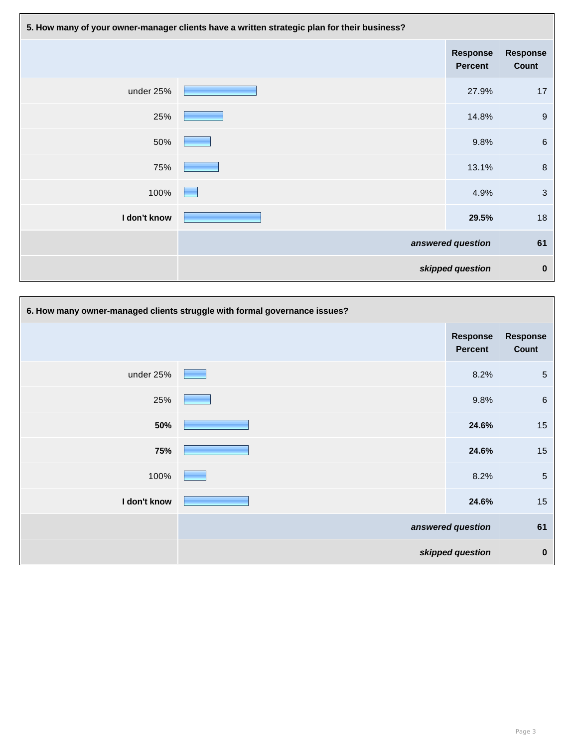**5. How many of your owner-manager clients have a written strategic plan for their business?**

| | Response Percent | Response Count |
|---|---|---|
| under 25% | 27.9% | 17 |
| 25% | 14.8% | 9 |
| 50% | 9.8% | 6 |
| 75% | 13.1% | 8 |
| 100% | 4.9% | 3 |
| **I don't know** | **29.5%** | 18 |
| *answered question* | | **61** |
| *skipped question* | | **0** |

**6. How many owner-managed clients struggle with formal governance issues?**

| | Response Percent | Response Count |
|---|---|---|
| under 25% | 8.2% | 5 |
| 25% | 9.8% | 6 |
| **50%** | **24.6%** | 15 |
| **75%** | **24.6%** | 15 |
| 100% | 8.2% | 5 |
| **I don't know** | **24.6%** | 15 |
| *answered question* | | **61** |
| *skipped question* | | **0** |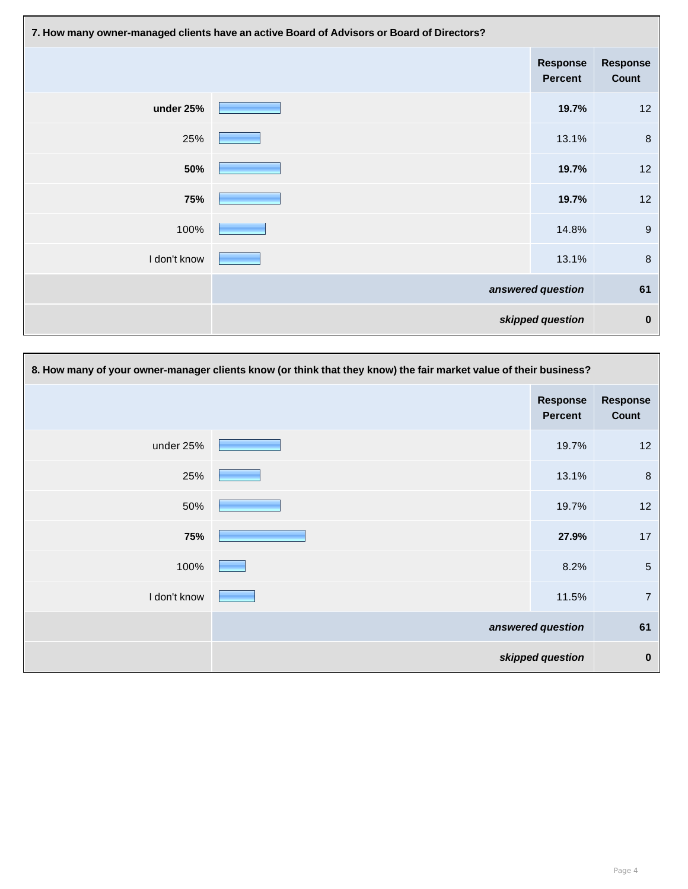**7. How many owner-managed clients have an active Board of Advisors or Board of Directors?**

| | Response Percent | Response Count |
|---|---|---|
| **under 25%** | **19.7%** | 12 |
| 25% | 13.1% | 8 |
| **50%** | **19.7%** | 12 |
| **75%** | **19.7%** | 12 |
| 100% | 14.8% | 9 |
| I don't know | 13.1% | 8 |
| | ***answered question*** | **61** |
| | ***skipped question*** | **0** |

**8. How many of your owner-manager clients know (or think that they know) the fair market value of their business?**

| | Response Percent | Response Count |
|---|---|---|
| under 25% | 19.7% | 12 |
| 25% | 13.1% | 8 |
| 50% | 19.7% | 12 |
| **75%** | **27.9%** | 17 |
| 100% | 8.2% | 5 |
| I don't know | 11.5% | 7 |
| | ***answered question*** | **61** |
| | ***skipped question*** | **0** |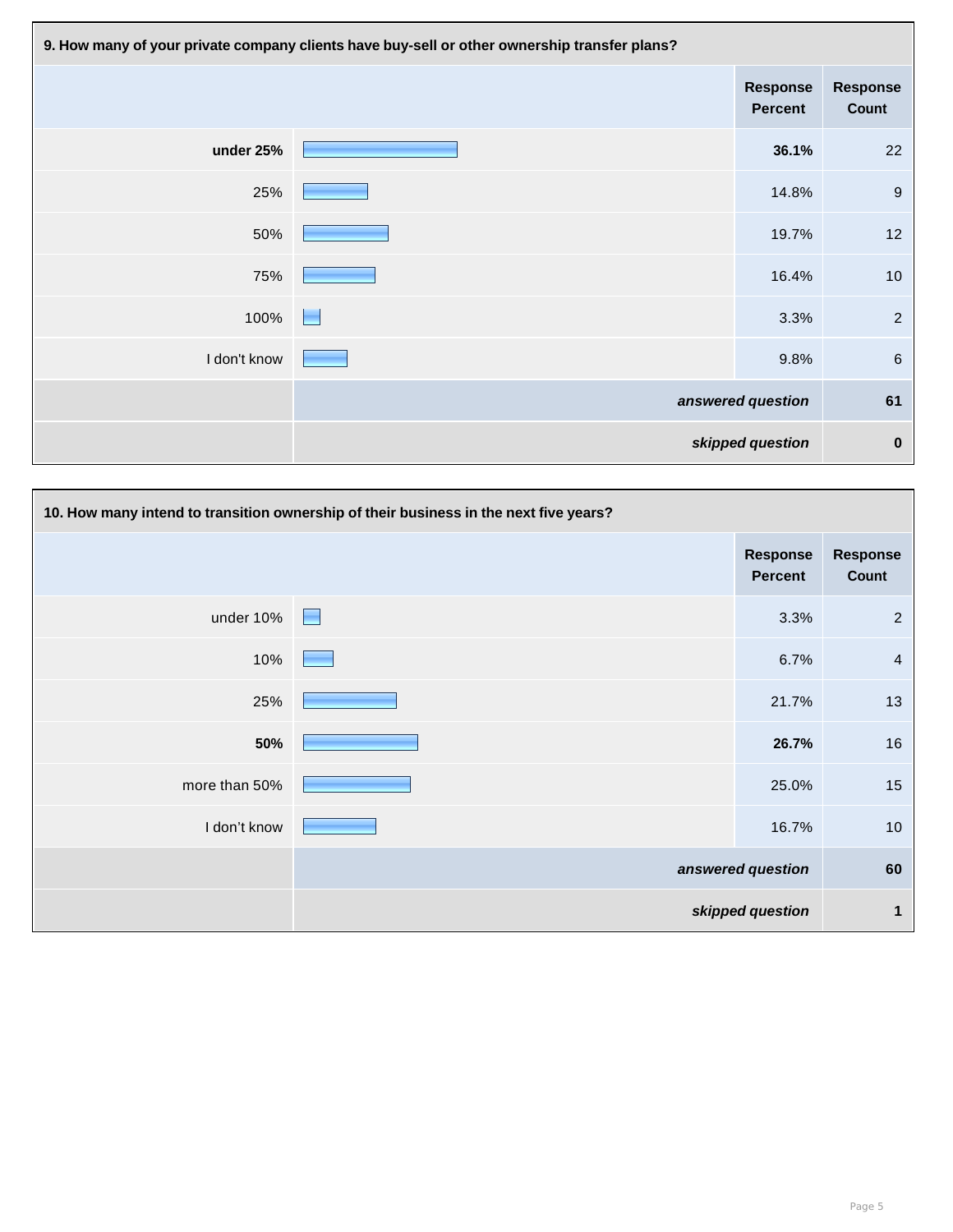**9. How many of your private company clients have buy-sell or other ownership transfer plans?**

| | Response Percent | Response Count |
|---|---|---|
| **under 25%** | **36.1%** | 22 |
| 25% | 14.8% | 9 |
| 50% | 19.7% | 12 |
| 75% | 16.4% | 10 |
| 100% | 3.3% | 2 |
| I don't know | 9.8% | 6 |
| | ***answered question*** | **61** |
| | ***skipped question*** | **0** |

**10. How many intend to transition ownership of their business in the next five years?**

| | Response Percent | Response Count |
|---|---|---|
| under 10% | 3.3% | 2 |
| 10% | 6.7% | 4 |
| 25% | 21.7% | 13 |
| **50%** | **26.7%** | 16 |
| more than 50% | 25.0% | 15 |
| I don't know | 16.7% | 10 |
| | ***answered question*** | **60** |
| | ***skipped question*** | **1** |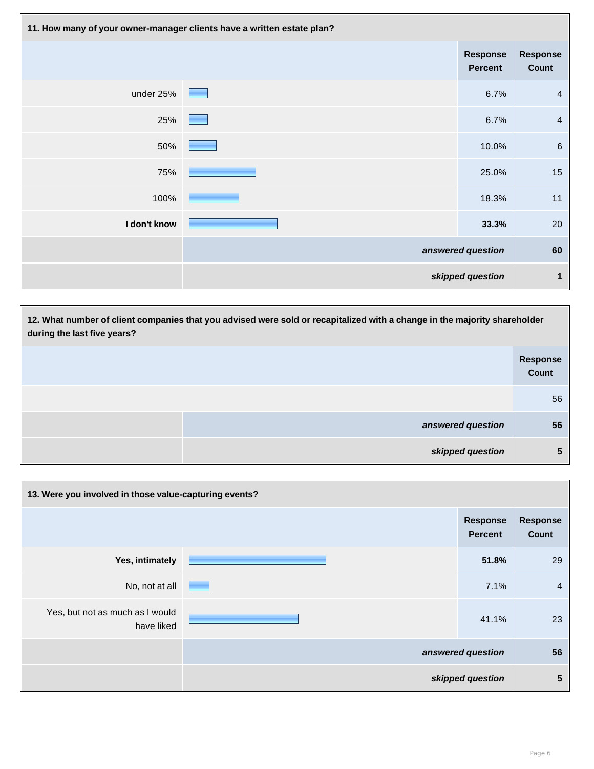**11. How many of your owner-manager clients have a written estate plan?**

| | Response Percent | Response Count |
|---|---|---|
| under 25% | 6.7% | 4 |
| 25% | 6.7% | 4 |
| 50% | 10.0% | 6 |
| 75% | 25.0% | 15 |
| 100% | 18.3% | 11 |
| **I don't know** | **33.3%** | 20 |
| | ***answered question*** | **60** |
| | ***skipped question*** | **1** |

**12. What number of client companies that you advised were sold or recapitalized with a change in the majority shareholder during the last five years?**

| | Response Count |
|---|---|
| | 56 |
| ***answered question*** | **56** |
| ***skipped question*** | **5** |

**13. Were you involved in those value-capturing events?**

| | Response Percent | Response Count |
|---|---|---|
| **Yes, intimately** | **51.8%** | 29 |
| No, not at all | 7.1% | 4 |
| Yes, but not as much as I would have liked | 41.1% | 23 |
| | ***answered question*** | **56** |
| | ***skipped question*** | **5** |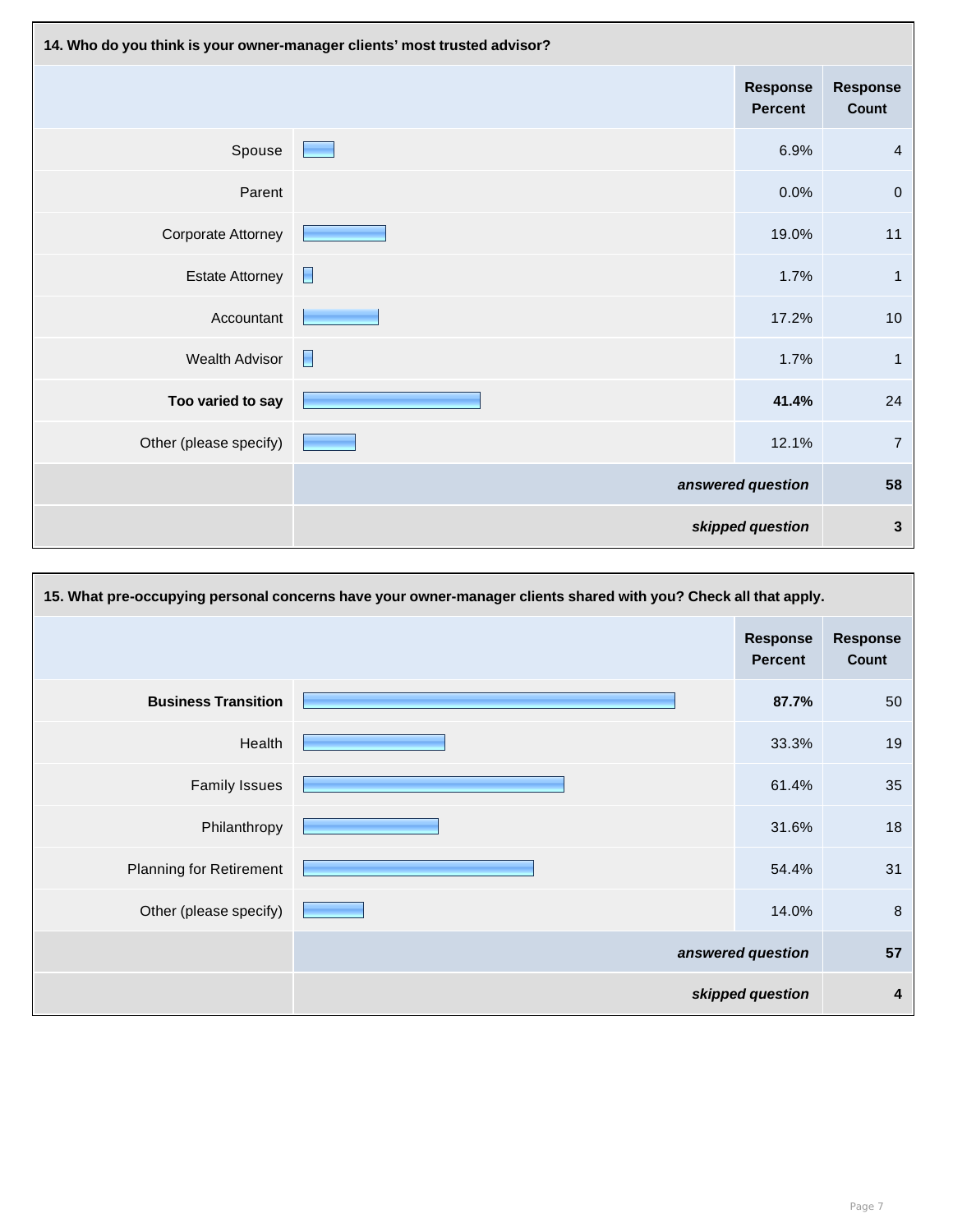**14. Who do you think is your owner-manager clients' most trusted advisor?**

| | Response Percent | Response Count |
|---|---|---|
| Spouse | 6.9% | 4 |
| Parent | 0.0% | 0 |
| Corporate Attorney | 19.0% | 11 |
| Estate Attorney | 1.7% | 1 |
| Accountant | 17.2% | 10 |
| Wealth Advisor | 1.7% | 1 |
| **Too varied to say** | **41.4%** | 24 |
| Other (please specify) | 12.1% | 7 |
| | *answered question* | **58** |
| | *skipped question* | **3** |

**15. What pre-occupying personal concerns have your owner-manager clients shared with you? Check all that apply.**

| | Response Percent | Response Count |
|---|---|---|
| **Business Transition** | **87.7%** | 50 |
| Health | 33.3% | 19 |
| Family Issues | 61.4% | 35 |
| Philanthropy | 31.6% | 18 |
| Planning for Retirement | 54.4% | 31 |
| Other (please specify) | 14.0% | 8 |
| | *answered question* | **57** |
| | *skipped question* | **4** |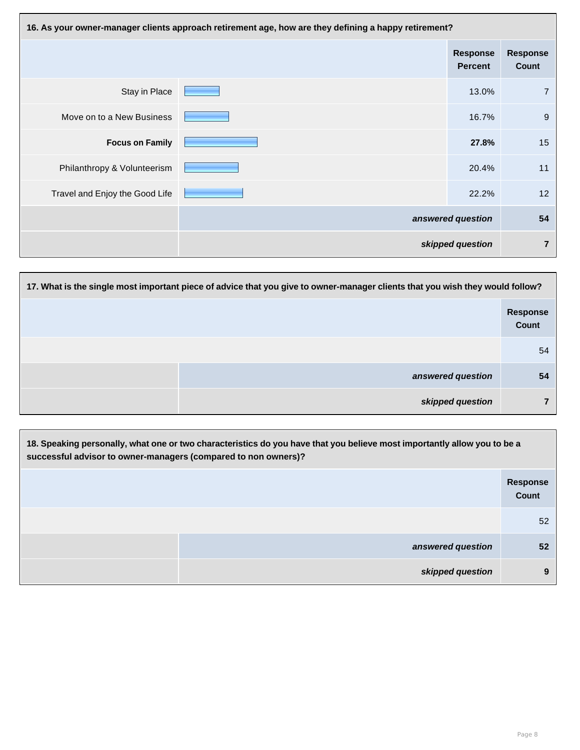**16. As your owner-manager clients approach retirement age, how are they defining a happy retirement?**

| | Response Percent | Response Count |
|---|---|---|
| Stay in Place | 13.0% | 7 |
| Move on to a New Business | 16.7% | 9 |
| **Focus on Family** | **27.8%** | 15 |
| Philanthropy & Volunteerism | 20.4% | 11 |
| Travel and Enjoy the Good Life | 22.2% | 12 |
| | ***answered question*** | **54** |
| | ***skipped question*** | **7** |

**17. What is the single most important piece of advice that you give to owner-manager clients that you wish they would follow?**

| | Response Count |
|---|---|
| | 54 |
| ***answered question*** | **54** |
| ***skipped question*** | **7** |

**18. Speaking personally, what one or two characteristics do you have that you believe most importantly allow you to be a successful advisor to owner-managers (compared to non owners)?**

| | Response Count |
|---|---|
| | 52 |
| ***answered question*** | **52** |
| ***skipped question*** | **9** |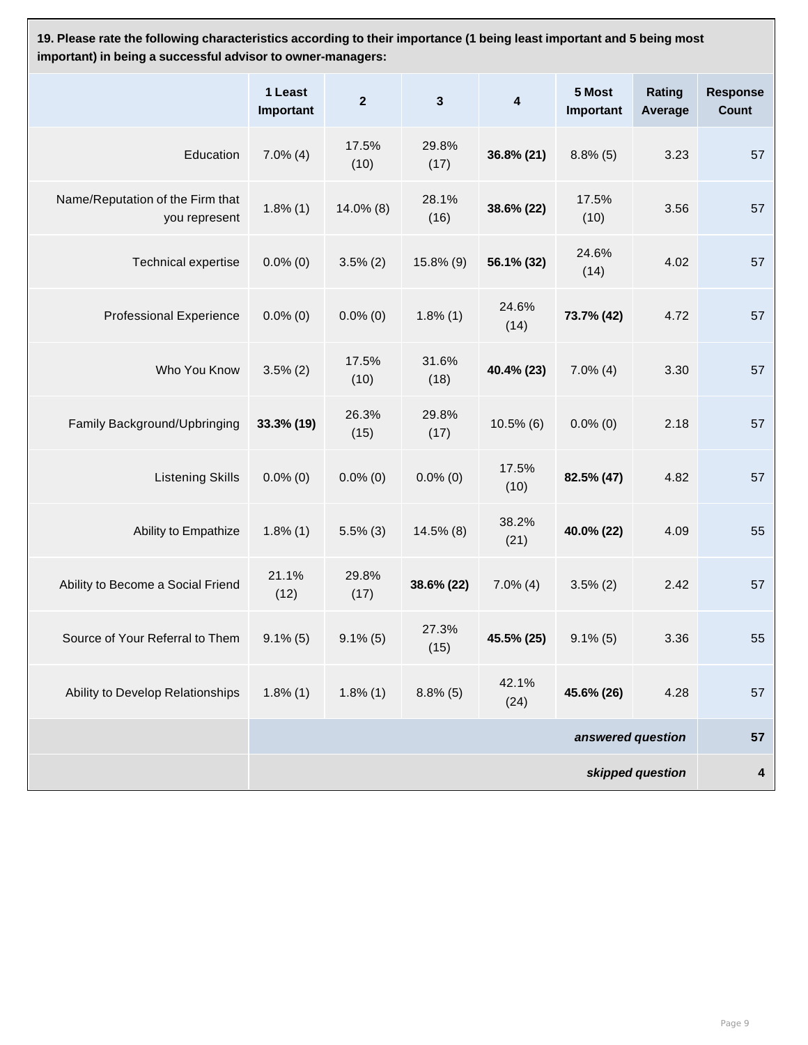**19. Please rate the following characteristics according to their importance (1 being least important and 5 being most important) in being a successful advisor to owner-managers:**

| | 1 Least Important | 2 | 3 | 4 | 5 Most Important | Rating Average | Response Count |
|---|---|---|---|---|---|---|---|
| Education | 7.0% (4) | 17.5% (10) | 29.8% (17) | **36.8% (21)** | 8.8% (5) | 3.23 | 57 |
| Name/Reputation of the Firm that you represent | 1.8% (1) | 14.0% (8) | 28.1% (16) | **38.6% (22)** | 17.5% (10) | 3.56 | 57 |
| Technical expertise | 0.0% (0) | 3.5% (2) | 15.8% (9) | **56.1% (32)** | 24.6% (14) | 4.02 | 57 |
| Professional Experience | 0.0% (0) | 0.0% (0) | 1.8% (1) | 24.6% (14) | **73.7% (42)** | 4.72 | 57 |
| Who You Know | 3.5% (2) | 17.5% (10) | 31.6% (18) | **40.4% (23)** | 7.0% (4) | 3.30 | 57 |
| Family Background/Upbringing | **33.3% (19)** | 26.3% (15) | 29.8% (17) | 10.5% (6) | 0.0% (0) | 2.18 | 57 |
| Listening Skills | 0.0% (0) | 0.0% (0) | 0.0% (0) | 17.5% (10) | **82.5% (47)** | 4.82 | 57 |
| Ability to Empathize | 1.8% (1) | 5.5% (3) | 14.5% (8) | 38.2% (21) | **40.0% (22)** | 4.09 | 55 |
| Ability to Become a Social Friend | 21.1% (12) | 29.8% (17) | **38.6% (22)** | 7.0% (4) | 3.5% (2) | 2.42 | 57 |
| Source of Your Referral to Them | 9.1% (5) | 9.1% (5) | 27.3% (15) | **45.5% (25)** | 9.1% (5) | 3.36 | 55 |
| Ability to Develop Relationships | 1.8% (1) | 1.8% (1) | 8.8% (5) | 42.1% (24) | **45.6% (26)** | 4.28 | 57 |
| | | | | | | *answered question* | **57** |
| | | | | | | *skipped question* | **4** |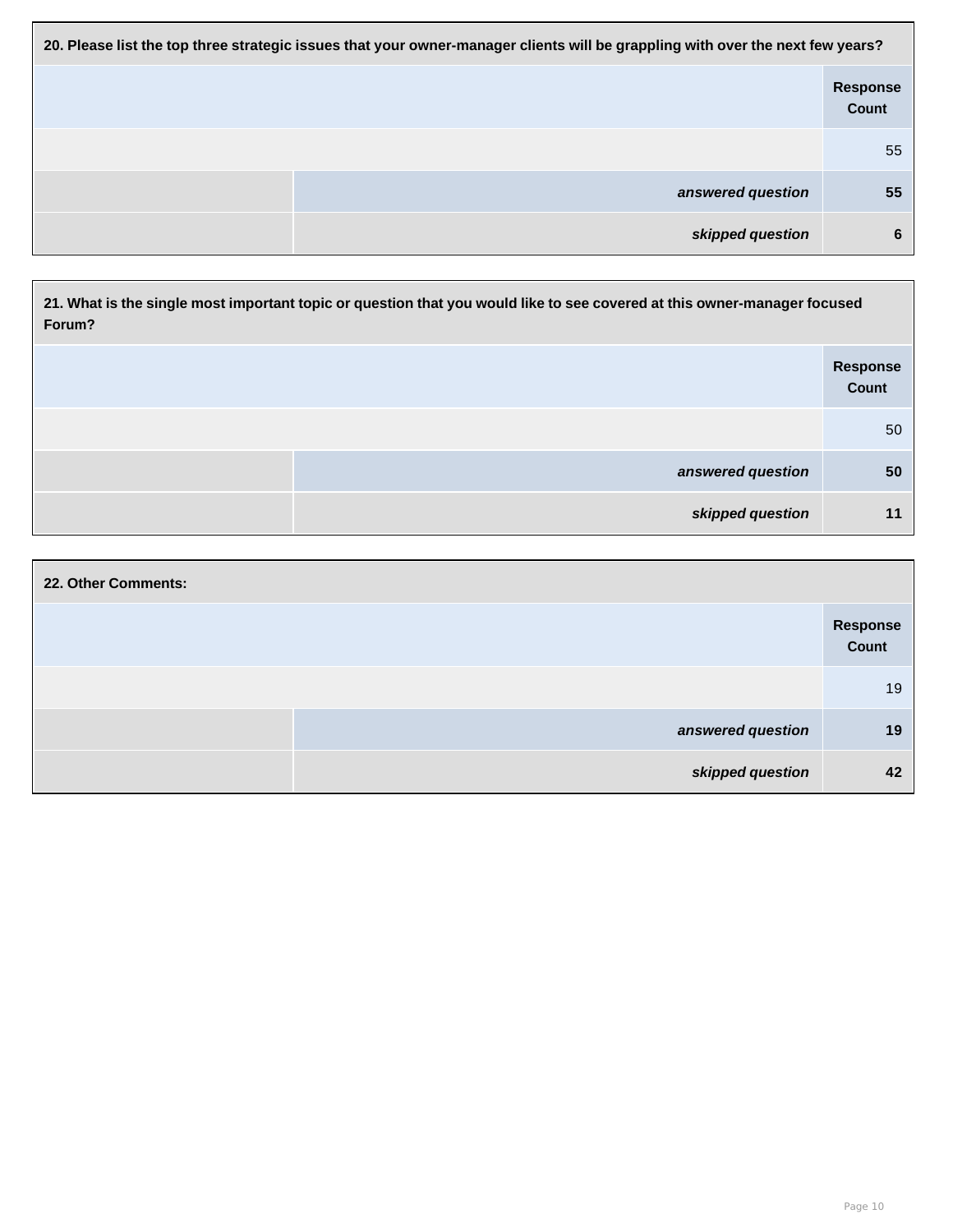| 20. Please list the top three strategic issues that your owner-manager clients will be grappling with over the next few years? | | |
|---|---|---|
| | | Response Count |
| | | 55 |
| | ***answered question*** | **55** |
| | ***skipped question*** | **6** |

| 21. What is the single most important topic or question that you would like to see covered at this owner-manager focused Forum? | | |
|---|---|---|
| | | Response Count |
| | | 50 |
| | ***answered question*** | **50** |
| | ***skipped question*** | **11** |

| 22. Other Comments: | | |
|---|---|---|
| | | Response Count |
| | | 19 |
| | ***answered question*** | **19** |
| | ***skipped question*** | **42** |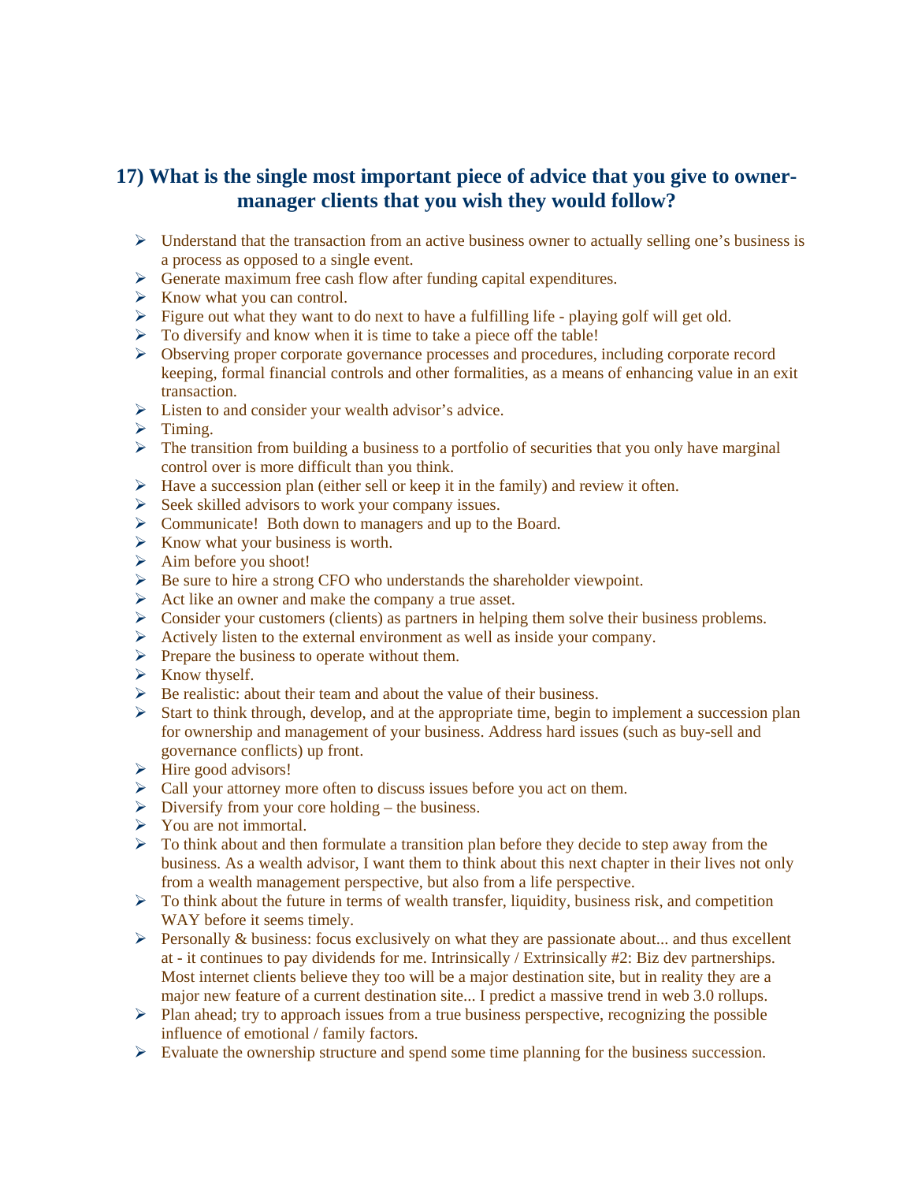## 17) What is the single most important piece of advice that you give to owner-manager clients that you wish they would follow?

- Understand that the transaction from an active business owner to actually selling one's business is a process as opposed to a single event.
- Generate maximum free cash flow after funding capital expenditures.
- Know what you can control.
- Figure out what they want to do next to have a fulfilling life - playing golf will get old.
- To diversify and know when it is time to take a piece off the table!
- Observing proper corporate governance processes and procedures, including corporate record keeping, formal financial controls and other formalities, as a means of enhancing value in an exit transaction.
- Listen to and consider your wealth advisor's advice.
- Timing.
- The transition from building a business to a portfolio of securities that you only have marginal control over is more difficult than you think.
- Have a succession plan (either sell or keep it in the family) and review it often.
- Seek skilled advisors to work your company issues.
- Communicate! Both down to managers and up to the Board.
- Know what your business is worth.
- Aim before you shoot!
- Be sure to hire a strong CFO who understands the shareholder viewpoint.
- Act like an owner and make the company a true asset.
- Consider your customers (clients) as partners in helping them solve their business problems.
- Actively listen to the external environment as well as inside your company.
- Prepare the business to operate without them.
- Know thyself.
- Be realistic: about their team and about the value of their business.
- Start to think through, develop, and at the appropriate time, begin to implement a succession plan for ownership and management of your business. Address hard issues (such as buy-sell and governance conflicts) up front.
- Hire good advisors!
- Call your attorney more often to discuss issues before you act on them.
- Diversify from your core holding – the business.
- You are not immortal.
- To think about and then formulate a transition plan before they decide to step away from the business. As a wealth advisor, I want them to think about this next chapter in their lives not only from a wealth management perspective, but also from a life perspective.
- To think about the future in terms of wealth transfer, liquidity, business risk, and competition WAY before it seems timely.
- Personally & business: focus exclusively on what they are passionate about... and thus excellent at - it continues to pay dividends for me. Intrinsically / Extrinsically #2: Biz dev partnerships. Most internet clients believe they too will be a major destination site, but in reality they are a major new feature of a current destination site... I predict a massive trend in web 3.0 rollups.
- Plan ahead; try to approach issues from a true business perspective, recognizing the possible influence of emotional / family factors.
- Evaluate the ownership structure and spend some time planning for the business succession.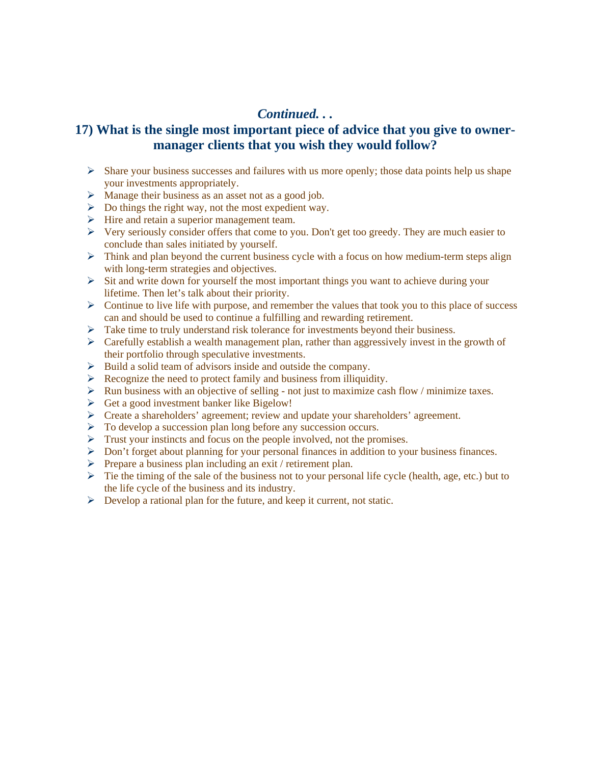*Continued. . .*

## 17) What is the single most important piece of advice that you give to owner-manager clients that you wish they would follow?

- Share your business successes and failures with us more openly; those data points help us shape your investments appropriately.
- Manage their business as an asset not as a good job.
- Do things the right way, not the most expedient way.
- Hire and retain a superior management team.
- Very seriously consider offers that come to you. Don't get too greedy. They are much easier to conclude than sales initiated by yourself.
- Think and plan beyond the current business cycle with a focus on how medium-term steps align with long-term strategies and objectives.
- Sit and write down for yourself the most important things you want to achieve during your lifetime. Then let's talk about their priority.
- Continue to live life with purpose, and remember the values that took you to this place of success can and should be used to continue a fulfilling and rewarding retirement.
- Take time to truly understand risk tolerance for investments beyond their business.
- Carefully establish a wealth management plan, rather than aggressively invest in the growth of their portfolio through speculative investments.
- Build a solid team of advisors inside and outside the company.
- Recognize the need to protect family and business from illiquidity.
- Run business with an objective of selling - not just to maximize cash flow / minimize taxes.
- Get a good investment banker like Bigelow!
- Create a shareholders' agreement; review and update your shareholders' agreement.
- To develop a succession plan long before any succession occurs.
- Trust your instincts and focus on the people involved, not the promises.
- Don't forget about planning for your personal finances in addition to your business finances.
- Prepare a business plan including an exit / retirement plan.
- Tie the timing of the sale of the business not to your personal life cycle (health, age, etc.) but to the life cycle of the business and its industry.
- Develop a rational plan for the future, and keep it current, not static.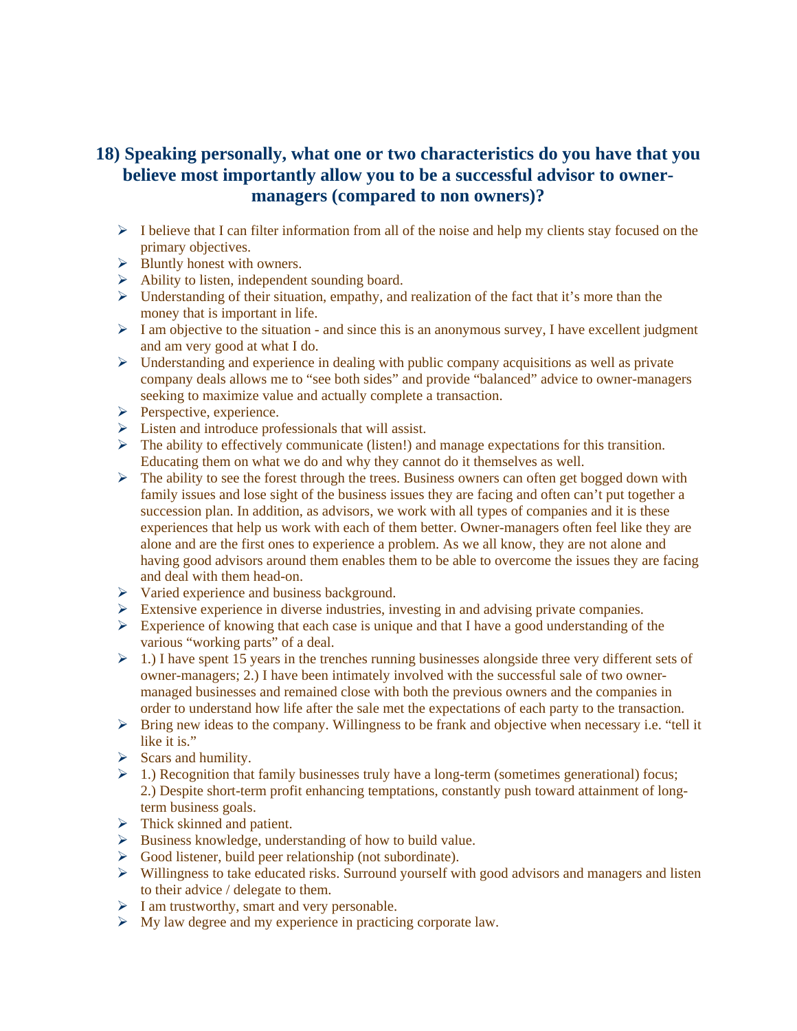## 18) Speaking personally, what one or two characteristics do you have that you believe most importantly allow you to be a successful advisor to owner-managers (compared to non owners)?

- I believe that I can filter information from all of the noise and help my clients stay focused on the primary objectives.
- Bluntly honest with owners.
- Ability to listen, independent sounding board.
- Understanding of their situation, empathy, and realization of the fact that it's more than the money that is important in life.
- I am objective to the situation - and since this is an anonymous survey, I have excellent judgment and am very good at what I do.
- Understanding and experience in dealing with public company acquisitions as well as private company deals allows me to "see both sides" and provide "balanced" advice to owner-managers seeking to maximize value and actually complete a transaction.
- Perspective, experience.
- Listen and introduce professionals that will assist.
- The ability to effectively communicate (listen!) and manage expectations for this transition. Educating them on what we do and why they cannot do it themselves as well.
- The ability to see the forest through the trees. Business owners can often get bogged down with family issues and lose sight of the business issues they are facing and often can't put together a succession plan. In addition, as advisors, we work with all types of companies and it is these experiences that help us work with each of them better. Owner-managers often feel like they are alone and are the first ones to experience a problem. As we all know, they are not alone and having good advisors around them enables them to be able to overcome the issues they are facing and deal with them head-on.
- Varied experience and business background.
- Extensive experience in diverse industries, investing in and advising private companies.
- Experience of knowing that each case is unique and that I have a good understanding of the various "working parts" of a deal.
- 1.) I have spent 15 years in the trenches running businesses alongside three very different sets of owner-managers; 2.) I have been intimately involved with the successful sale of two owner-managed businesses and remained close with both the previous owners and the companies in order to understand how life after the sale met the expectations of each party to the transaction.
- Bring new ideas to the company. Willingness to be frank and objective when necessary i.e. "tell it like it is."
- Scars and humility.
- 1.) Recognition that family businesses truly have a long-term (sometimes generational) focus; 2.) Despite short-term profit enhancing temptations, constantly push toward attainment of long-term business goals.
- Thick skinned and patient.
- Business knowledge, understanding of how to build value.
- Good listener, build peer relationship (not subordinate).
- Willingness to take educated risks. Surround yourself with good advisors and managers and listen to their advice / delegate to them.
- I am trustworthy, smart and very personable.
- My law degree and my experience in practicing corporate law.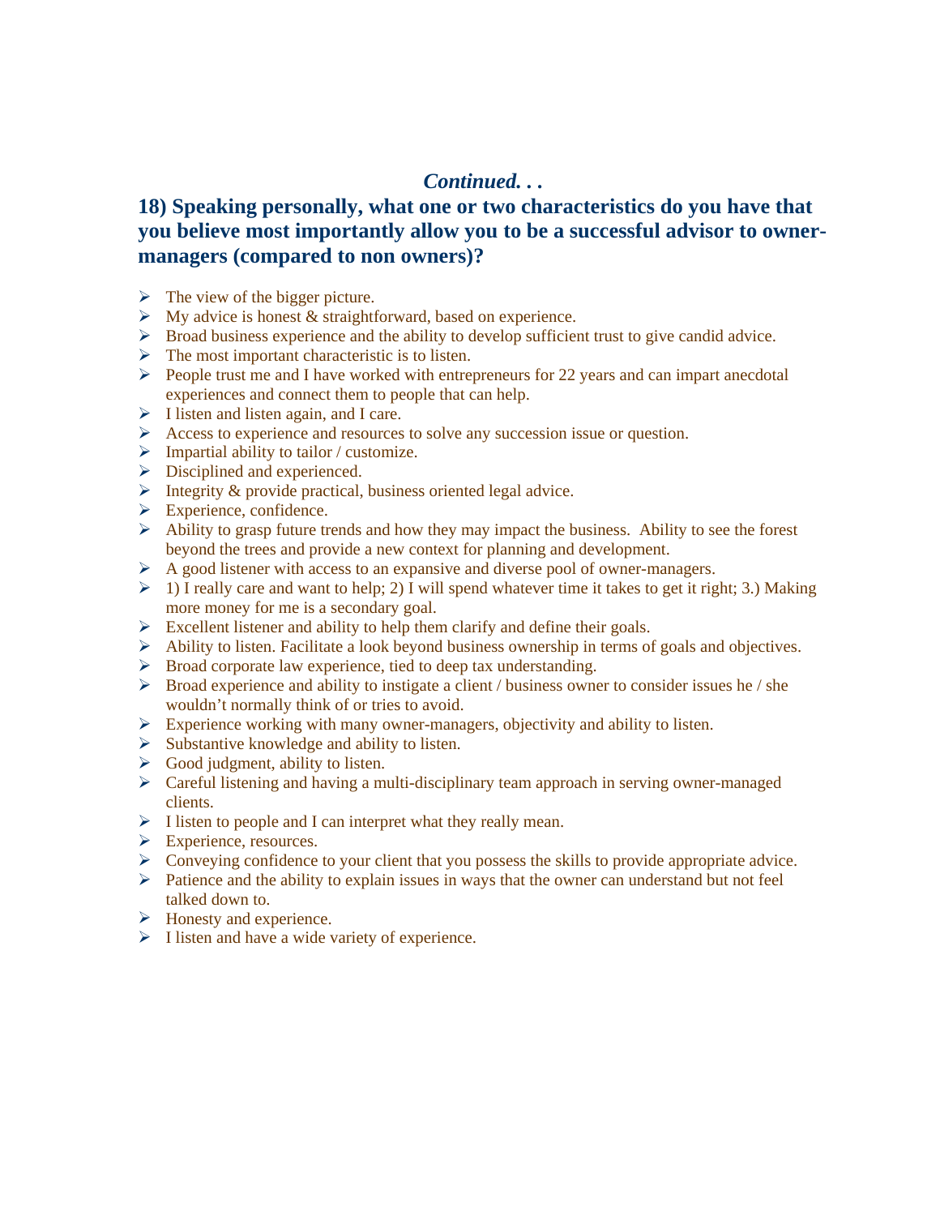*Continued. . .*

## 18) Speaking personally, what one or two characteristics do you have that you believe most importantly allow you to be a successful advisor to owner-managers (compared to non owners)?

- The view of the bigger picture.
- My advice is honest & straightforward, based on experience.
- Broad business experience and the ability to develop sufficient trust to give candid advice.
- The most important characteristic is to listen.
- People trust me and I have worked with entrepreneurs for 22 years and can impart anecdotal experiences and connect them to people that can help.
- I listen and listen again, and I care.
- Access to experience and resources to solve any succession issue or question.
- Impartial ability to tailor / customize.
- Disciplined and experienced.
- Integrity & provide practical, business oriented legal advice.
- Experience, confidence.
- Ability to grasp future trends and how they may impact the business. Ability to see the forest beyond the trees and provide a new context for planning and development.
- A good listener with access to an expansive and diverse pool of owner-managers.
- 1) I really care and want to help; 2) I will spend whatever time it takes to get it right; 3.) Making more money for me is a secondary goal.
- Excellent listener and ability to help them clarify and define their goals.
- Ability to listen. Facilitate a look beyond business ownership in terms of goals and objectives.
- Broad corporate law experience, tied to deep tax understanding.
- Broad experience and ability to instigate a client / business owner to consider issues he / she wouldn't normally think of or tries to avoid.
- Experience working with many owner-managers, objectivity and ability to listen.
- Substantive knowledge and ability to listen.
- Good judgment, ability to listen.
- Careful listening and having a multi-disciplinary team approach in serving owner-managed clients.
- I listen to people and I can interpret what they really mean.
- Experience, resources.
- Conveying confidence to your client that you possess the skills to provide appropriate advice.
- Patience and the ability to explain issues in ways that the owner can understand but not feel talked down to.
- Honesty and experience.
- I listen and have a wide variety of experience.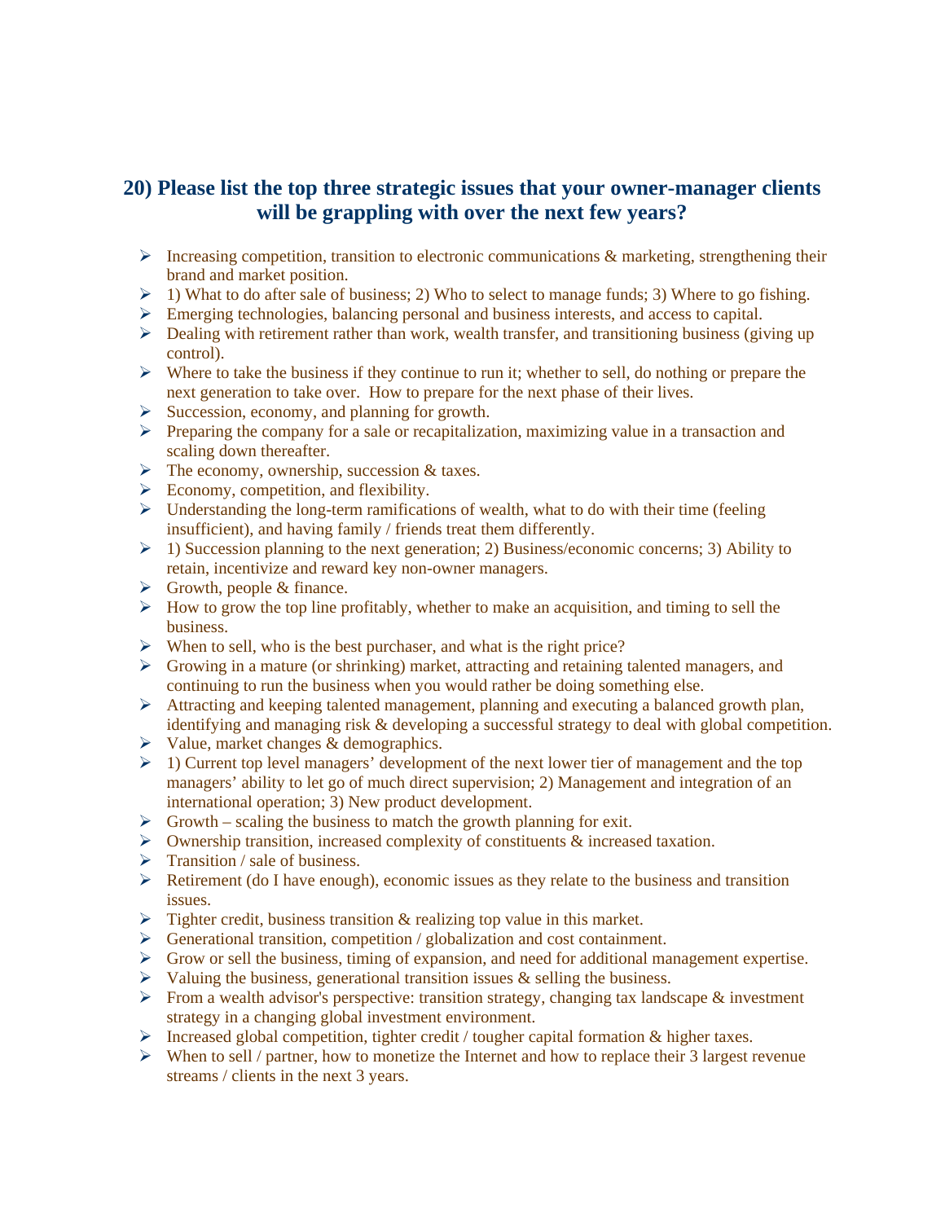## 20) Please list the top three strategic issues that your owner-manager clients will be grappling with over the next few years?

- Increasing competition, transition to electronic communications & marketing, strengthening their brand and market position.
- 1) What to do after sale of business; 2) Who to select to manage funds; 3) Where to go fishing.
- Emerging technologies, balancing personal and business interests, and access to capital.
- Dealing with retirement rather than work, wealth transfer, and transitioning business (giving up control).
- Where to take the business if they continue to run it; whether to sell, do nothing or prepare the next generation to take over. How to prepare for the next phase of their lives.
- Succession, economy, and planning for growth.
- Preparing the company for a sale or recapitalization, maximizing value in a transaction and scaling down thereafter.
- The economy, ownership, succession & taxes.
- Economy, competition, and flexibility.
- Understanding the long-term ramifications of wealth, what to do with their time (feeling insufficient), and having family / friends treat them differently.
- 1) Succession planning to the next generation; 2) Business/economic concerns; 3) Ability to retain, incentivize and reward key non-owner managers.
- Growth, people & finance.
- How to grow the top line profitably, whether to make an acquisition, and timing to sell the business.
- When to sell, who is the best purchaser, and what is the right price?
- Growing in a mature (or shrinking) market, attracting and retaining talented managers, and continuing to run the business when you would rather be doing something else.
- Attracting and keeping talented management, planning and executing a balanced growth plan, identifying and managing risk & developing a successful strategy to deal with global competition.
- Value, market changes & demographics.
- 1) Current top level managers' development of the next lower tier of management and the top managers' ability to let go of much direct supervision; 2) Management and integration of an international operation; 3) New product development.
- Growth – scaling the business to match the growth planning for exit.
- Ownership transition, increased complexity of constituents & increased taxation.
- Transition / sale of business.
- Retirement (do I have enough), economic issues as they relate to the business and transition issues.
- Tighter credit, business transition & realizing top value in this market.
- Generational transition, competition / globalization and cost containment.
- Grow or sell the business, timing of expansion, and need for additional management expertise.
- Valuing the business, generational transition issues & selling the business.
- From a wealth advisor's perspective: transition strategy, changing tax landscape & investment strategy in a changing global investment environment.
- Increased global competition, tighter credit / tougher capital formation & higher taxes.
- When to sell / partner, how to monetize the Internet and how to replace their 3 largest revenue streams / clients in the next 3 years.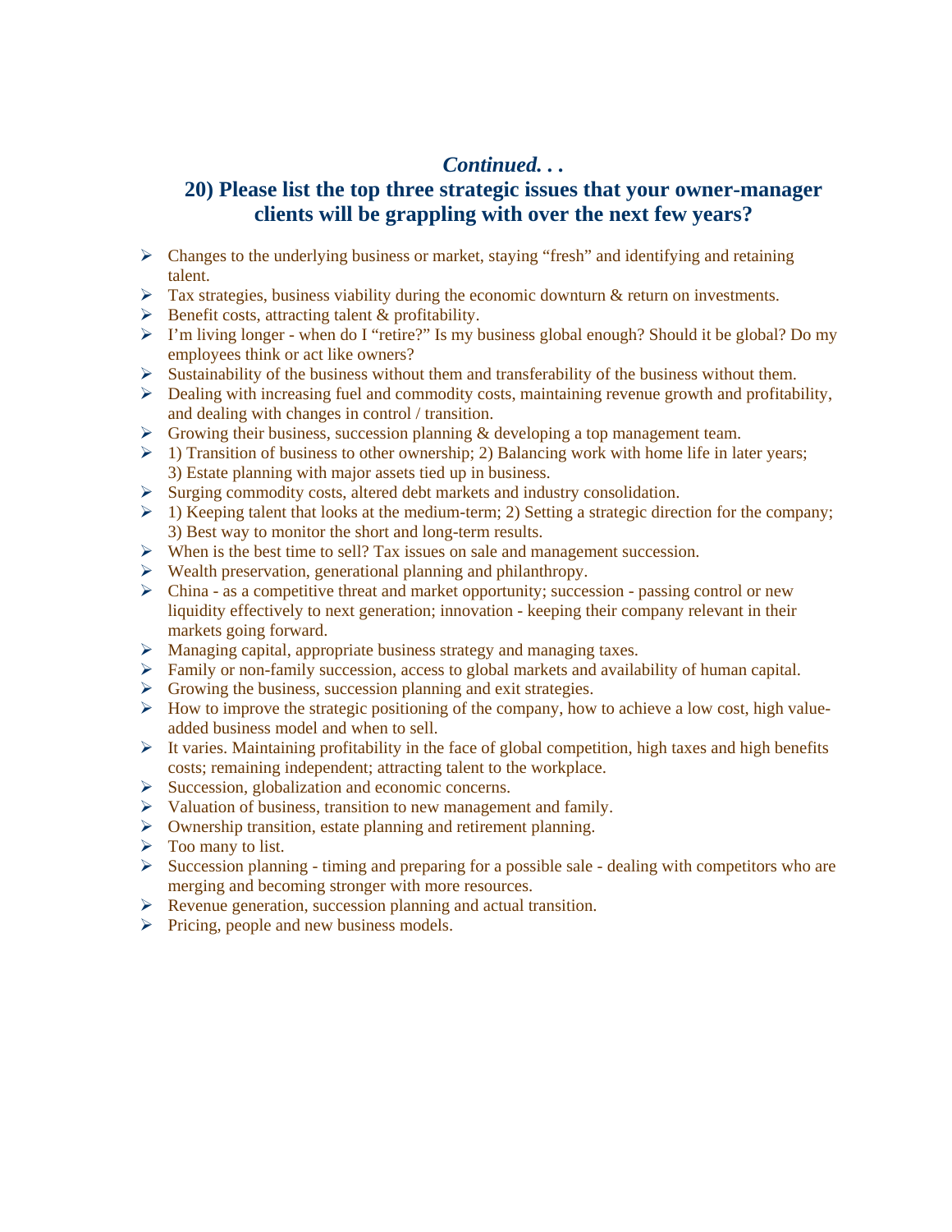## *Continued. . .*

## 20) Please list the top three strategic issues that your owner-manager clients will be grappling with over the next few years?

- Changes to the underlying business or market, staying "fresh" and identifying and retaining talent.
- Tax strategies, business viability during the economic downturn & return on investments.
- Benefit costs, attracting talent & profitability.
- I'm living longer - when do I "retire?" Is my business global enough? Should it be global? Do my employees think or act like owners?
- Sustainability of the business without them and transferability of the business without them.
- Dealing with increasing fuel and commodity costs, maintaining revenue growth and profitability, and dealing with changes in control / transition.
- Growing their business, succession planning & developing a top management team.
- 1) Transition of business to other ownership; 2) Balancing work with home life in later years; 3) Estate planning with major assets tied up in business.
- Surging commodity costs, altered debt markets and industry consolidation.
- 1) Keeping talent that looks at the medium-term; 2) Setting a strategic direction for the company; 3) Best way to monitor the short and long-term results.
- When is the best time to sell? Tax issues on sale and management succession.
- Wealth preservation, generational planning and philanthropy.
- China - as a competitive threat and market opportunity; succession - passing control or new liquidity effectively to next generation; innovation - keeping their company relevant in their markets going forward.
- Managing capital, appropriate business strategy and managing taxes.
- Family or non-family succession, access to global markets and availability of human capital.
- Growing the business, succession planning and exit strategies.
- How to improve the strategic positioning of the company, how to achieve a low cost, high value-added business model and when to sell.
- It varies. Maintaining profitability in the face of global competition, high taxes and high benefits costs; remaining independent; attracting talent to the workplace.
- Succession, globalization and economic concerns.
- Valuation of business, transition to new management and family.
- Ownership transition, estate planning and retirement planning.
- Too many to list.
- Succession planning - timing and preparing for a possible sale - dealing with competitors who are merging and becoming stronger with more resources.
- Revenue generation, succession planning and actual transition.
- Pricing, people and new business models.